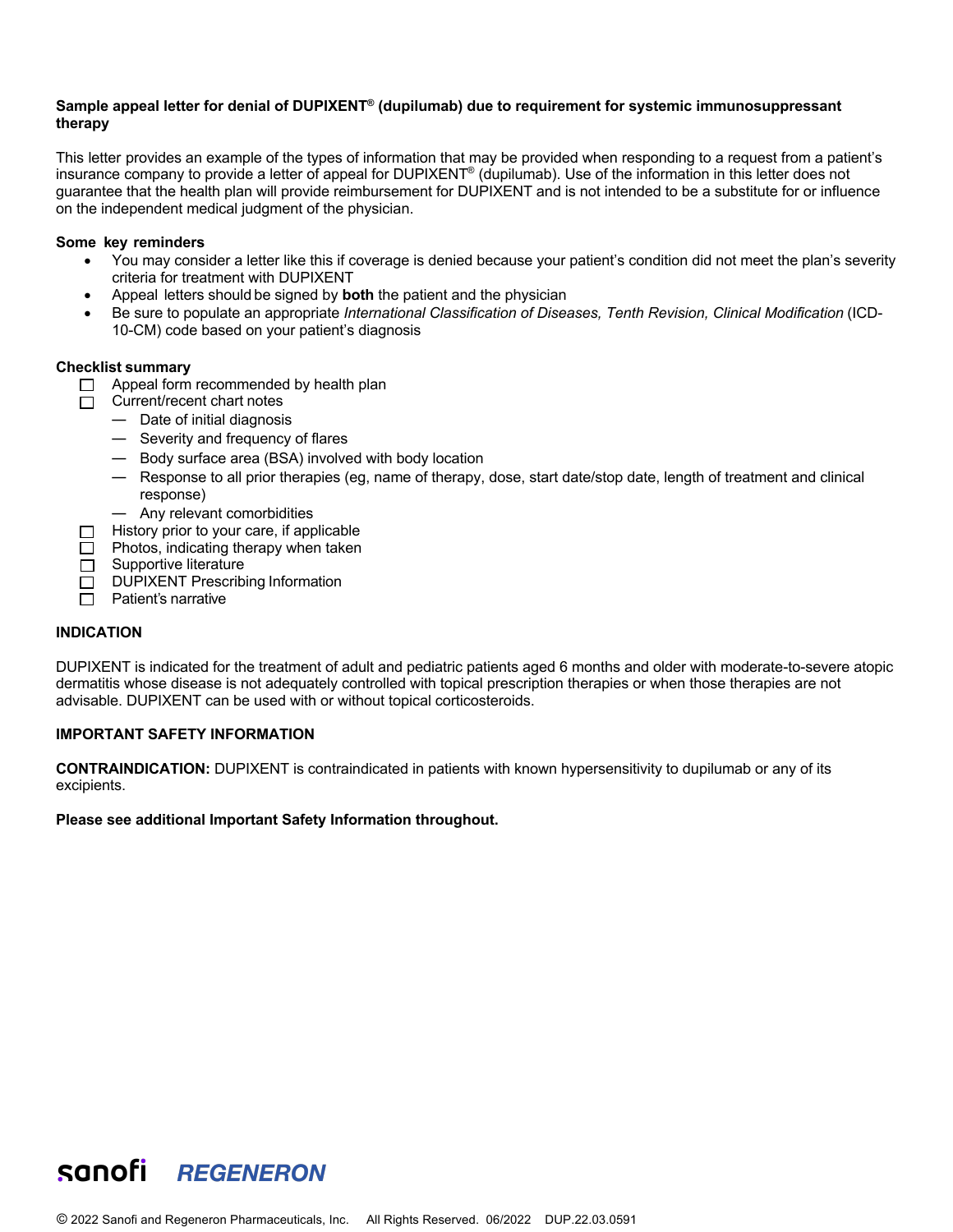**Sample appeal letter for denial of DUPIXENT® (dupilumab) due to requirement for systemic immunosuppressant therapy**

This letter provides an example of the types of information that may be provided when responding to a request from a patient's insurance company to provide a letter of appeal for DUPIXENT® (dupilumab). Use of the information in this letter does not guarantee that the health plan will provide reimbursement for DUPIXENT and is not intended to be a substitute for or influence on the independent medical judgment of the physician.

**Some key reminders**

- You may consider a letter like this if coverage is denied because your patient's condition did not meet the plan's severity criteria for treatment with DUPIXENT
- Appeal letters should be signed by **both** the patient and the physician
- Be sure to populate an appropriate *International Classification of Diseases, Tenth Revision, Clinical Modification* (ICD-10-CM) code based on your patient's diagnosis

**Checklist summary**

- ☐ Appeal form recommended by health plan
- ☐ Current/recent chart notes
  - — Date of initial diagnosis
  - — Severity and frequency of flares
  - — Body surface area (BSA) involved with body location
  - — Response to all prior therapies (eg, name of therapy, dose, start date/stop date, length of treatment and clinical response)
  - — Any relevant comorbidities
- ☐ History prior to your care, if applicable
- ☐ Photos, indicating therapy when taken
- ☐ Supportive literature
- ☐ DUPIXENT Prescribing Information
- ☐ Patient's narrative

**INDICATION**

DUPIXENT is indicated for the treatment of adult and pediatric patients aged 6 months and older with moderate-to-severe atopic dermatitis whose disease is not adequately controlled with topical prescription therapies or when those therapies are not advisable. DUPIXENT can be used with or without topical corticosteroids.

**IMPORTANT SAFETY INFORMATION**

**CONTRAINDICATION:** DUPIXENT is contraindicated in patients with known hypersensitivity to dupilumab or any of its excipients.

**Please see additional Important Safety Information throughout.**

sanofi REGENERON

© 2022 Sanofi and Regeneron Pharmaceuticals, Inc. All Rights Reserved. 06/2022 DUP.22.03.0591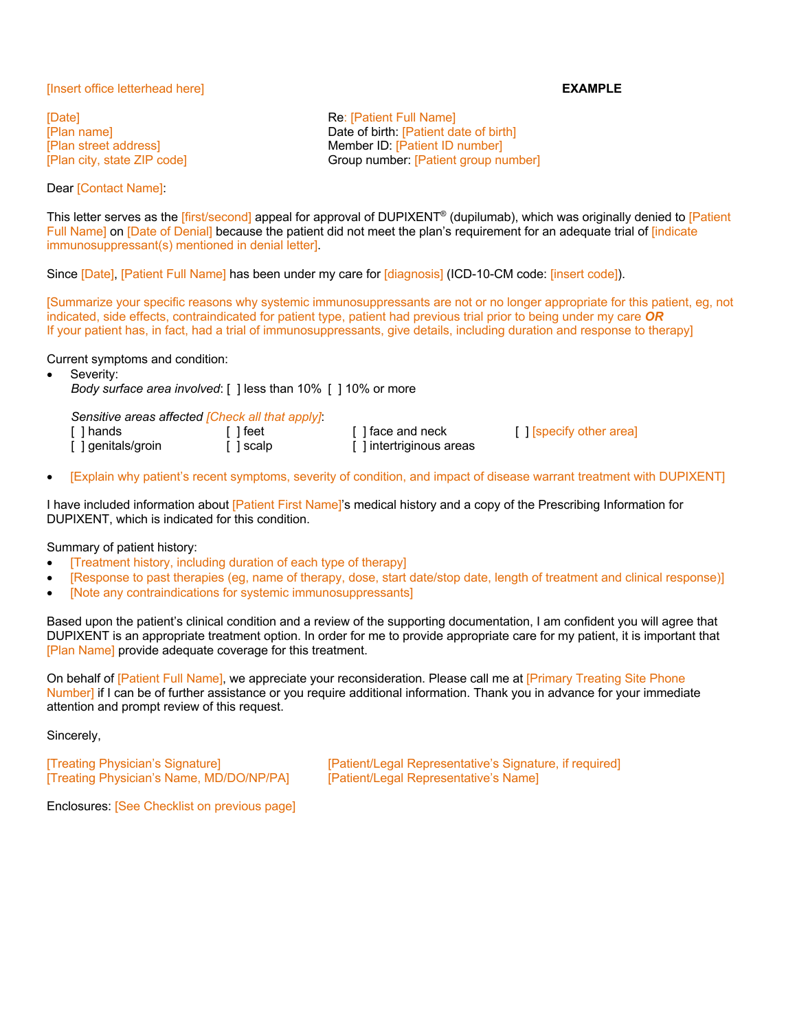[Insert office letterhead here] **EXAMPLE**

[Date]
[Plan name]
[Plan street address]
[Plan city, state ZIP code]

Re: [Patient Full Name]
Date of birth: [Patient date of birth]
Member ID: [Patient ID number]
Group number: [Patient group number]

Dear [Contact Name]:

This letter serves as the [first/second] appeal for approval of DUPIXENT® (dupilumab), which was originally denied to [Patient Full Name] on [Date of Denial] because the patient did not meet the plan's requirement for an adequate trial of [indicate immunosuppressant(s) mentioned in denial letter].

Since [Date], [Patient Full Name] has been under my care for [diagnosis] (ICD-10-CM code: [insert code]).

[Summarize your specific reasons why systemic immunosuppressants are not or no longer appropriate for this patient, eg, not indicated, side effects, contraindicated for patient type, patient had previous trial prior to being under my care ***OR***
If your patient has, in fact, had a trial of immunosuppressants, give details, including duration and response to therapy]

Current symptoms and condition:

- Severity:
  *Body surface area involved*: [ ] less than 10% [ ] 10% or more

  *Sensitive areas affected [Check all that apply]*:
  [ ] hands [ ] feet [ ] face and neck [ ] [specify other area]
  [ ] genitals/groin [ ] scalp [ ] intertriginous areas

- [Explain why patient's recent symptoms, severity of condition, and impact of disease warrant treatment with DUPIXENT]

I have included information about [Patient First Name]'s medical history and a copy of the Prescribing Information for DUPIXENT, which is indicated for this condition.

Summary of patient history:

- [Treatment history, including duration of each type of therapy]
- [Response to past therapies (eg, name of therapy, dose, start date/stop date, length of treatment and clinical response)]
- [Note any contraindications for systemic immunosuppressants]

Based upon the patient's clinical condition and a review of the supporting documentation, I am confident you will agree that DUPIXENT is an appropriate treatment option. In order for me to provide appropriate care for my patient, it is important that [Plan Name] provide adequate coverage for this treatment.

On behalf of [Patient Full Name], we appreciate your reconsideration. Please call me at [Primary Treating Site Phone Number] if I can be of further assistance or you require additional information. Thank you in advance for your immediate attention and prompt review of this request.

Sincerely,

[Treating Physician's Signature]
[Treating Physician's Name, MD/DO/NP/PA]

[Patient/Legal Representative's Signature, if required]
[Patient/Legal Representative's Name]

Enclosures: [See Checklist on previous page]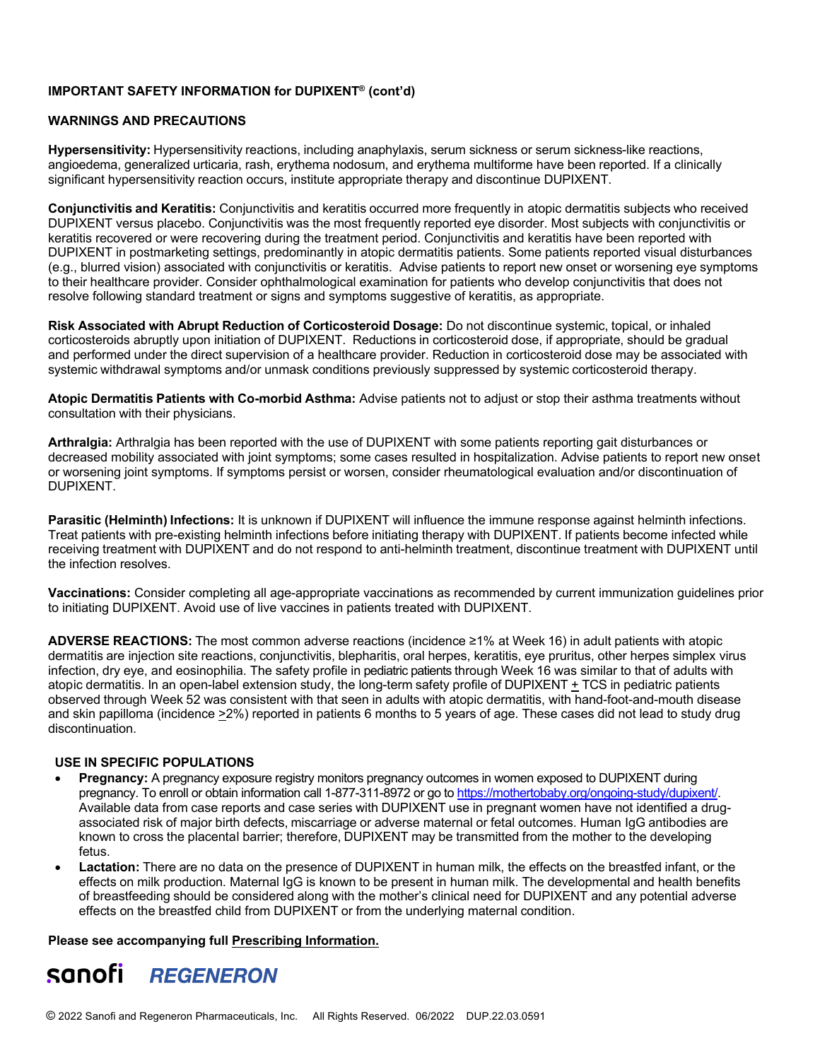**IMPORTANT SAFETY INFORMATION for DUPIXENT® (cont'd)**

**WARNINGS AND PRECAUTIONS**

**Hypersensitivity:** Hypersensitivity reactions, including anaphylaxis, serum sickness or serum sickness-like reactions, angioedema, generalized urticaria, rash, erythema nodosum, and erythema multiforme have been reported. If a clinically significant hypersensitivity reaction occurs, institute appropriate therapy and discontinue DUPIXENT.

**Conjunctivitis and Keratitis:** Conjunctivitis and keratitis occurred more frequently in atopic dermatitis subjects who received DUPIXENT versus placebo. Conjunctivitis was the most frequently reported eye disorder. Most subjects with conjunctivitis or keratitis recovered or were recovering during the treatment period. Conjunctivitis and keratitis have been reported with DUPIXENT in postmarketing settings, predominantly in atopic dermatitis patients. Some patients reported visual disturbances (e.g., blurred vision) associated with conjunctivitis or keratitis. Advise patients to report new onset or worsening eye symptoms to their healthcare provider. Consider ophthalmological examination for patients who develop conjunctivitis that does not resolve following standard treatment or signs and symptoms suggestive of keratitis, as appropriate.

**Risk Associated with Abrupt Reduction of Corticosteroid Dosage:** Do not discontinue systemic, topical, or inhaled corticosteroids abruptly upon initiation of DUPIXENT. Reductions in corticosteroid dose, if appropriate, should be gradual and performed under the direct supervision of a healthcare provider. Reduction in corticosteroid dose may be associated with systemic withdrawal symptoms and/or unmask conditions previously suppressed by systemic corticosteroid therapy.

**Atopic Dermatitis Patients with Co-morbid Asthma:** Advise patients not to adjust or stop their asthma treatments without consultation with their physicians.

**Arthralgia:** Arthralgia has been reported with the use of DUPIXENT with some patients reporting gait disturbances or decreased mobility associated with joint symptoms; some cases resulted in hospitalization. Advise patients to report new onset or worsening joint symptoms. If symptoms persist or worsen, consider rheumatological evaluation and/or discontinuation of DUPIXENT.

**Parasitic (Helminth) Infections:** It is unknown if DUPIXENT will influence the immune response against helminth infections. Treat patients with pre-existing helminth infections before initiating therapy with DUPIXENT. If patients become infected while receiving treatment with DUPIXENT and do not respond to anti-helminth treatment, discontinue treatment with DUPIXENT until the infection resolves.

**Vaccinations:** Consider completing all age-appropriate vaccinations as recommended by current immunization guidelines prior to initiating DUPIXENT. Avoid use of live vaccines in patients treated with DUPIXENT.

**ADVERSE REACTIONS:** The most common adverse reactions (incidence ≥1% at Week 16) in adult patients with atopic dermatitis are injection site reactions, conjunctivitis, blepharitis, oral herpes, keratitis, eye pruritus, other herpes simplex virus infection, dry eye, and eosinophilia. The safety profile in pediatric patients through Week 16 was similar to that of adults with atopic dermatitis. In an open-label extension study, the long-term safety profile of DUPIXENT ± TCS in pediatric patients observed through Week 52 was consistent with that seen in adults with atopic dermatitis, with hand-foot-and-mouth disease and skin papilloma (incidence ≥2%) reported in patients 6 months to 5 years of age. These cases did not lead to study drug discontinuation.

**USE IN SPECIFIC POPULATIONS**

- **Pregnancy:** A pregnancy exposure registry monitors pregnancy outcomes in women exposed to DUPIXENT during pregnancy. To enroll or obtain information call 1-877-311-8972 or go to https://mothertobaby.org/ongoing-study/dupixent/. Available data from case reports and case series with DUPIXENT use in pregnant women have not identified a drug-associated risk of major birth defects, miscarriage or adverse maternal or fetal outcomes. Human IgG antibodies are known to cross the placental barrier; therefore, DUPIXENT may be transmitted from the mother to the developing fetus.
- **Lactation:** There are no data on the presence of DUPIXENT in human milk, the effects on the breastfed infant, or the effects on milk production. Maternal IgG is known to be present in human milk. The developmental and health benefits of breastfeeding should be considered along with the mother's clinical need for DUPIXENT and any potential adverse effects on the breastfed child from DUPIXENT or from the underlying maternal condition.

**Please see accompanying full Prescribing Information.**

sanofi REGENERON

© 2022 Sanofi and Regeneron Pharmaceuticals, Inc. All Rights Reserved. 06/2022 DUP.22.03.0591